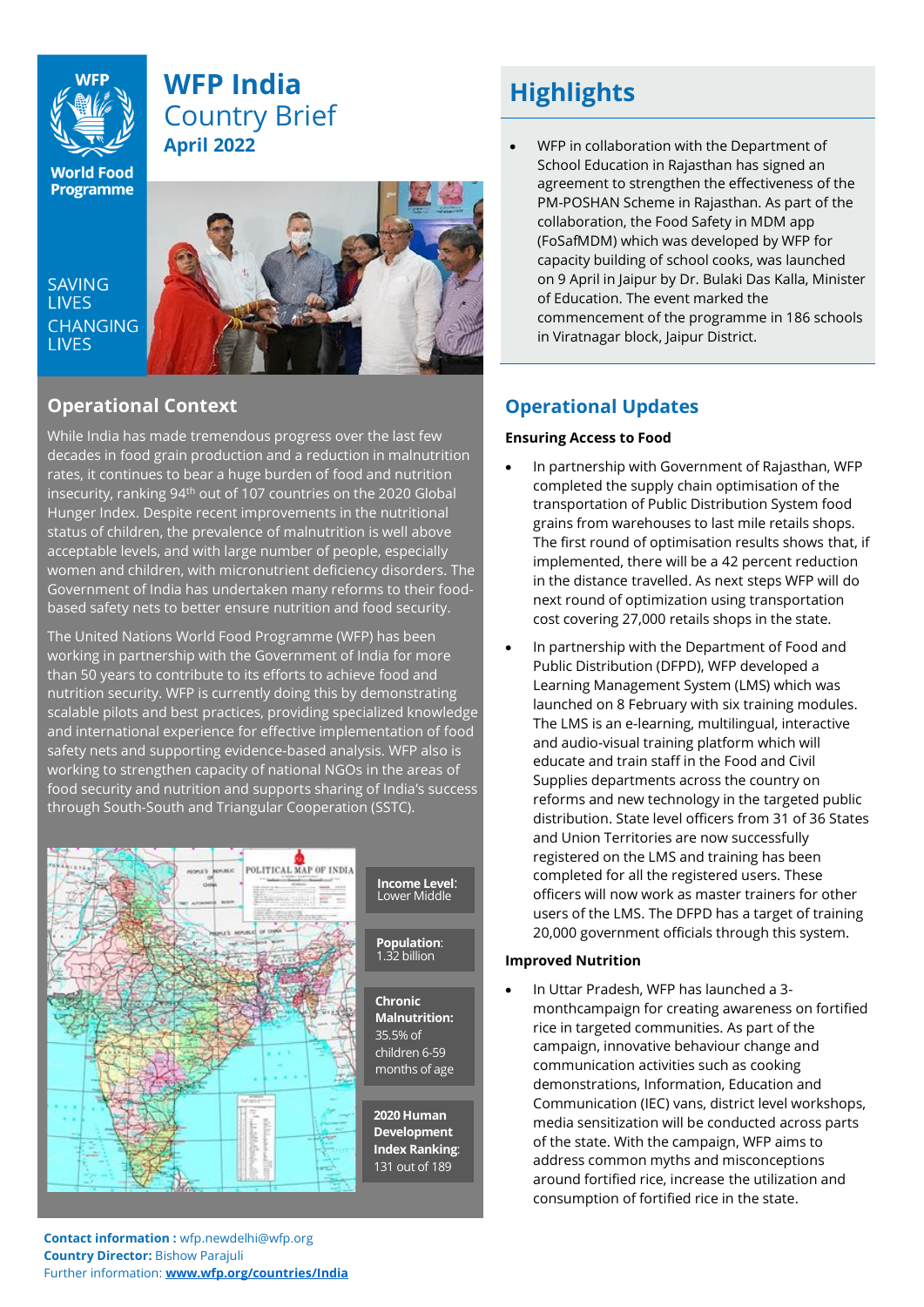# WFP India Country Brief
**April 2022**

SAVING LIVES CHANGING LIVES

## Operational Context

While India has made tremendous progress over the last few decades in food grain production and a reduction in malnutrition rates, it continues to bear a huge burden of food and nutrition insecurity, ranking 94th out of 107 countries on the 2020 Global Hunger Index. Despite recent improvements in the nutritional status of children, the prevalence of malnutrition is well above acceptable levels, and with large number of people, especially women and children, with micronutrient deficiency disorders. The Government of India has undertaken many reforms to their food-based safety nets to better ensure nutrition and food security.

The United Nations World Food Programme (WFP) has been working in partnership with the Government of India for more than 50 years to contribute to its efforts to achieve food and nutrition security. WFP is currently doing this by demonstrating scalable pilots and best practices, providing specialized knowledge and international experience for effective implementation of food safety nets and supporting evidence-based analysis. WFP also is working to strengthen capacity of national NGOs in the areas of food security and nutrition and supports sharing of India's success through South-South and Triangular Cooperation (SSTC).

**Income Level**: Lower Middle

**Population**: 1.32 billion

**Chronic Malnutrition:** 35.5% of children 6-59 months of age

**2020 Human Development Index Ranking**: 131 out of 189

**Contact information :** wfp.newdelhi@wfp.org
**Country Director:** Bishow Parajuli
Further information: **www.wfp.org/countries/India**

## Highlights

- WFP in collaboration with the Department of School Education in Rajasthan has signed an agreement to strengthen the effectiveness of the PM-POSHAN Scheme in Rajasthan. As part of the collaboration, the Food Safety in MDM app (FoSafMDM) which was developed by WFP for capacity building of school cooks, was launched on 9 April in Jaipur by Dr. Bulaki Das Kalla, Minister of Education. The event marked the commencement of the programme in 186 schools in Viratnagar block, Jaipur District.

## Operational Updates

**Ensuring Access to Food**

- In partnership with Government of Rajasthan, WFP completed the supply chain optimisation of the transportation of Public Distribution System food grains from warehouses to last mile retails shops. The first round of optimisation results shows that, if implemented, there will be a 42 percent reduction in the distance travelled. As next steps WFP will do next round of optimization using transportation cost covering 27,000 retails shops in the state.
- In partnership with the Department of Food and Public Distribution (DFPD), WFP developed a Learning Management System (LMS) which was launched on 8 February with six training modules. The LMS is an e-learning, multilingual, interactive and audio-visual training platform which will educate and train staff in the Food and Civil Supplies departments across the country on reforms and new technology in the targeted public distribution. State level officers from 31 of 36 States and Union Territories are now successfully registered on the LMS and training has been completed for all the registered users. These officers will now work as master trainers for other users of the LMS. The DFPD has a target of training 20,000 government officials through this system.

**Improved Nutrition**

- In Uttar Pradesh, WFP has launched a 3-monthcampaign for creating awareness on fortified rice in targeted communities. As part of the campaign, innovative behaviour change and communication activities such as cooking demonstrations, Information, Education and Communication (IEC) vans, district level workshops, media sensitization will be conducted across parts of the state. With the campaign, WFP aims to address common myths and misconceptions around fortified rice, increase the utilization and consumption of fortified rice in the state.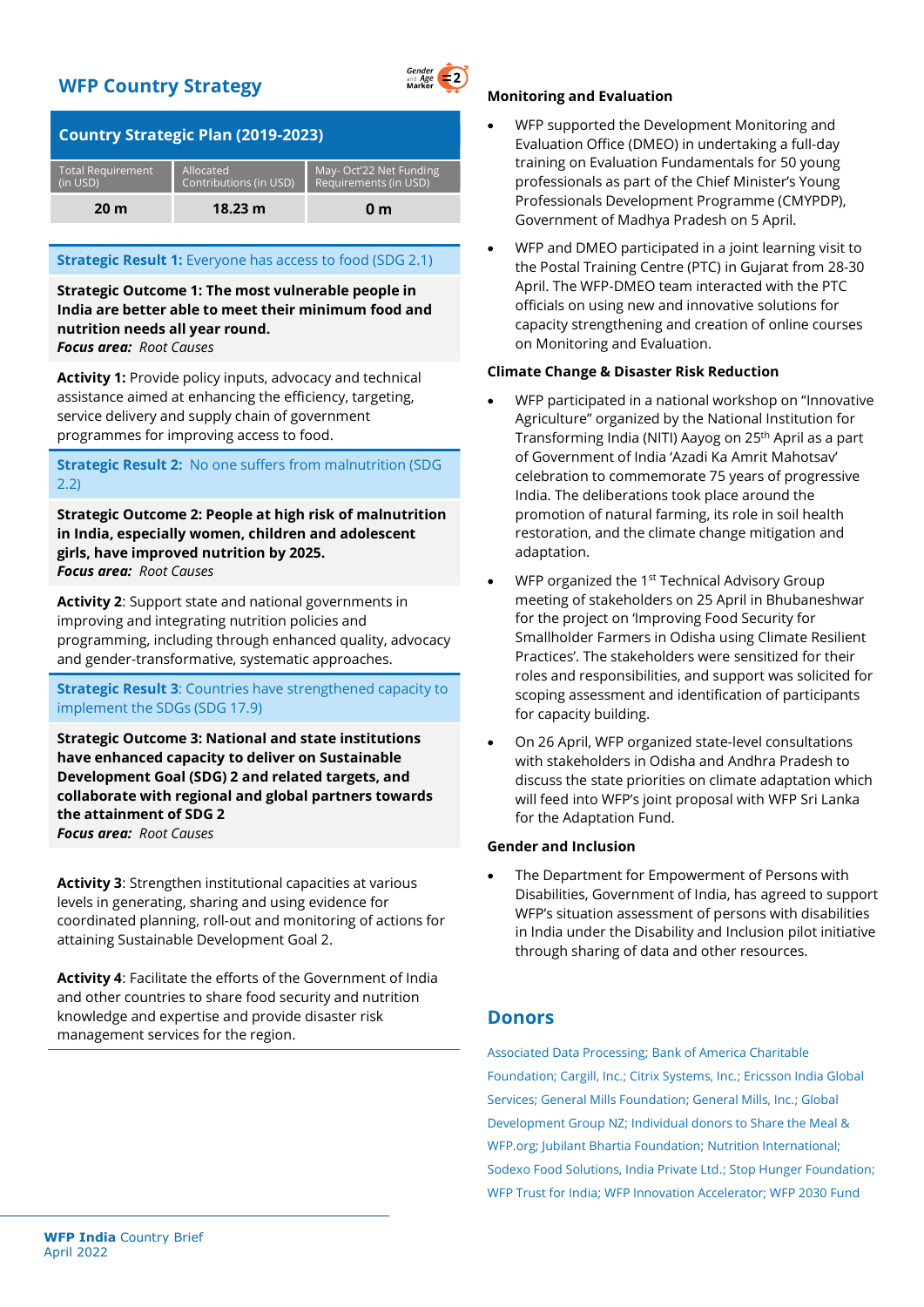## WFP Country Strategy

Gender and Age Marker 2

### Country Strategic Plan (2019-2023)

| Total Requirement (in USD) | Allocated Contributions (in USD) | May- Oct'22 Net Funding Requirements (in USD) |
|---|---|---|
| 20 m | 18.23 m | 0 m |

**Strategic Result 1:** Everyone has access to food (SDG 2.1)

**Strategic Outcome 1: The most vulnerable people in India are better able to meet their minimum food and nutrition needs all year round.**
***Focus area:*** *Root Causes*

**Activity 1:** Provide policy inputs, advocacy and technical assistance aimed at enhancing the efficiency, targeting, service delivery and supply chain of government programmes for improving access to food.

**Strategic Result 2:** No one suffers from malnutrition (SDG 2.2)

**Strategic Outcome 2: People at high risk of malnutrition in India, especially women, children and adolescent girls, have improved nutrition by 2025.**
***Focus area:*** *Root Causes*

**Activity 2**: Support state and national governments in improving and integrating nutrition policies and programming, including through enhanced quality, advocacy and gender-transformative, systematic approaches.

**Strategic Result 3**: Countries have strengthened capacity to implement the SDGs (SDG 17.9)

**Strategic Outcome 3: National and state institutions have enhanced capacity to deliver on Sustainable Development Goal (SDG) 2 and related targets, and collaborate with regional and global partners towards the attainment of SDG 2**
***Focus area:*** *Root Causes*

**Activity 3**: Strengthen institutional capacities at various levels in generating, sharing and using evidence for coordinated planning, roll-out and monitoring of actions for attaining Sustainable Development Goal 2.

**Activity 4**: Facilitate the efforts of the Government of India and other countries to share food security and nutrition knowledge and expertise and provide disaster risk management services for the region.

### Monitoring and Evaluation

- WFP supported the Development Monitoring and Evaluation Office (DMEO) in undertaking a full-day training on Evaluation Fundamentals for 50 young professionals as part of the Chief Minister's Young Professionals Development Programme (CMYPDP), Government of Madhya Pradesh on 5 April.
- WFP and DMEO participated in a joint learning visit to the Postal Training Centre (PTC) in Gujarat from 28-30 April. The WFP-DMEO team interacted with the PTC officials on using new and innovative solutions for capacity strengthening and creation of online courses on Monitoring and Evaluation.

### Climate Change & Disaster Risk Reduction

- WFP participated in a national workshop on "Innovative Agriculture" organized by the National Institution for Transforming India (NITI) Aayog on 25th April as a part of Government of India 'Azadi Ka Amrit Mahotsav' celebration to commemorate 75 years of progressive India. The deliberations took place around the promotion of natural farming, its role in soil health restoration, and the climate change mitigation and adaptation.
- WFP organized the 1st Technical Advisory Group meeting of stakeholders on 25 April in Bhubaneshwar for the project on 'Improving Food Security for Smallholder Farmers in Odisha using Climate Resilient Practices'. The stakeholders were sensitized for their roles and responsibilities, and support was solicited for scoping assessment and identification of participants for capacity building.
- On 26 April, WFP organized state-level consultations with stakeholders in Odisha and Andhra Pradesh to discuss the state priorities on climate adaptation which will feed into WFP's joint proposal with WFP Sri Lanka for the Adaptation Fund.

### Gender and Inclusion

- The Department for Empowerment of Persons with Disabilities, Government of India, has agreed to support WFP's situation assessment of persons with disabilities in India under the Disability and Inclusion pilot initiative through sharing of data and other resources.

## Donors

Associated Data Processing; Bank of America Charitable Foundation; Cargill, Inc.; Citrix Systems, Inc.; Ericsson India Global Services; General Mills Foundation; General Mills, Inc.; Global Development Group NZ; Individual donors to Share the Meal & WFP.org; Jubilant Bhartia Foundation; Nutrition International; Sodexo Food Solutions, India Private Ltd.; Stop Hunger Foundation; WFP Trust for India; WFP Innovation Accelerator; WFP 2030 Fund